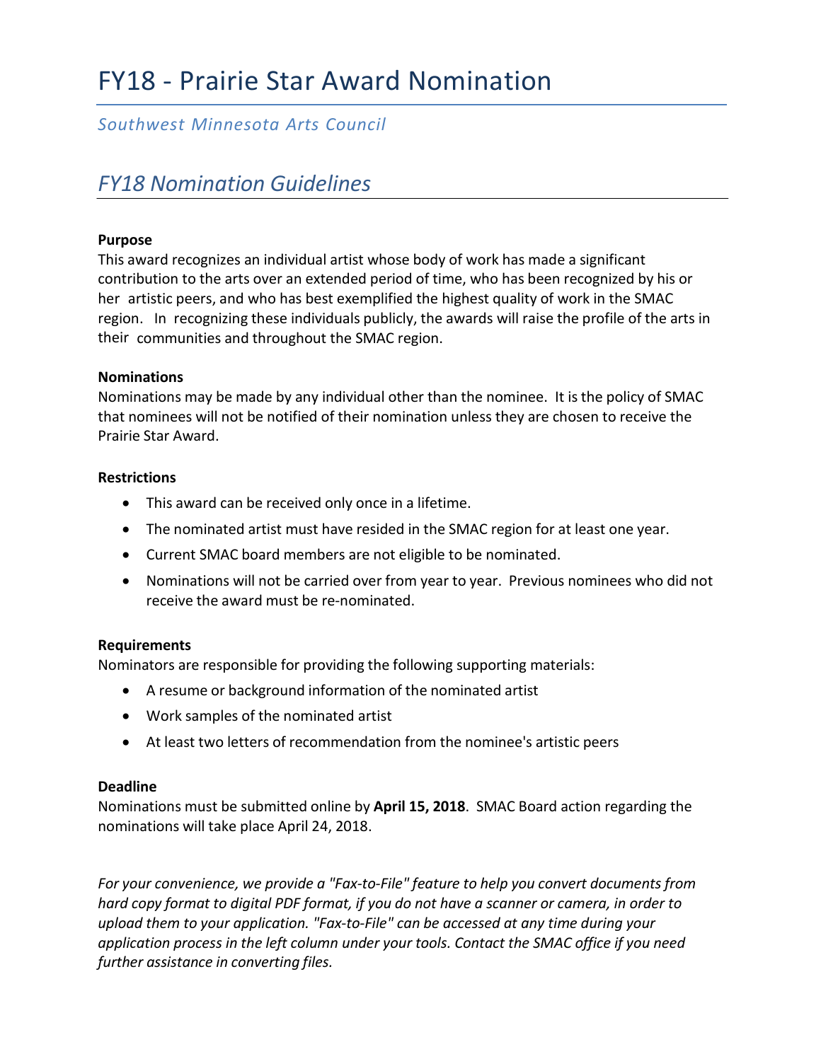# FY18 - Prairie Star Award Nomination

*Southwest Minnesota Arts Council*

## *FY18 Nomination Guidelines*

**Purpose**

This award recognizes an individual artist whose body of work has made a significant contribution to the arts over an extended period of time, who has been recognized by his or her artistic peers, and who has best exemplified the highest quality of work in the SMAC region. In recognizing these individuals publicly, the awards will raise the profile of the arts in their communities and throughout the SMAC region.

**Nominations**

Nominations may be made by any individual other than the nominee. It is the policy of SMAC that nominees will not be notified of their nomination unless they are chosen to receive the Prairie Star Award.

**Restrictions**

- This award can be received only once in a lifetime.
- The nominated artist must have resided in the SMAC region for at least one year.
- Current SMAC board members are not eligible to be nominated.
- Nominations will not be carried over from year to year. Previous nominees who did not receive the award must be re-nominated.

**Requirements**

Nominators are responsible for providing the following supporting materials:

- A resume or background information of the nominated artist
- Work samples of the nominated artist
- At least two letters of recommendation from the nominee's artistic peers

**Deadline**

Nominations must be submitted online by **April 15, 2018**. SMAC Board action regarding the nominations will take place April 24, 2018.

*For your convenience, we provide a "Fax-to-File" feature to help you convert documents from hard copy format to digital PDF format, if you do not have a scanner or camera, in order to upload them to your application. "Fax-to-File" can be accessed at any time during your application process in the left column under your tools. Contact the SMAC office if you need further assistance in converting files.*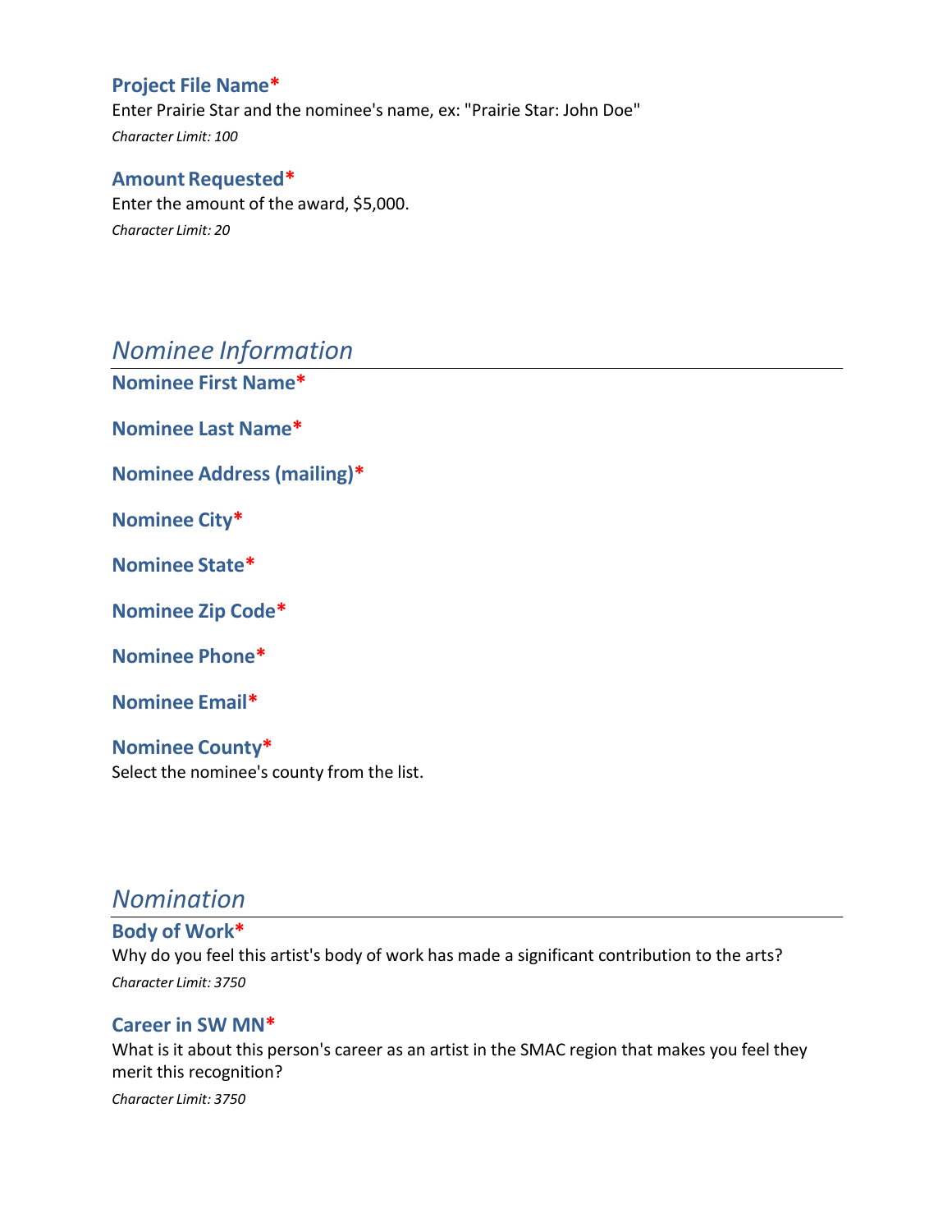### Project File Name*

Enter Prairie Star and the nominee's name, ex: "Prairie Star: John Doe"

*Character Limit: 100*

### Amount Requested*

Enter the amount of the award, $5,000.

*Character Limit: 20*

## *Nominee Information*

### Nominee First Name*

### Nominee Last Name*

### Nominee Address (mailing)*

### Nominee City*

### Nominee State*

### Nominee Zip Code*

### Nominee Phone*

### Nominee Email*

### Nominee County*

Select the nominee's county from the list.

## *Nomination*

### Body of Work*

Why do you feel this artist's body of work has made a significant contribution to the arts?

*Character Limit: 3750*

### Career in SW MN*

What is it about this person's career as an artist in the SMAC region that makes you feel they merit this recognition?

*Character Limit: 3750*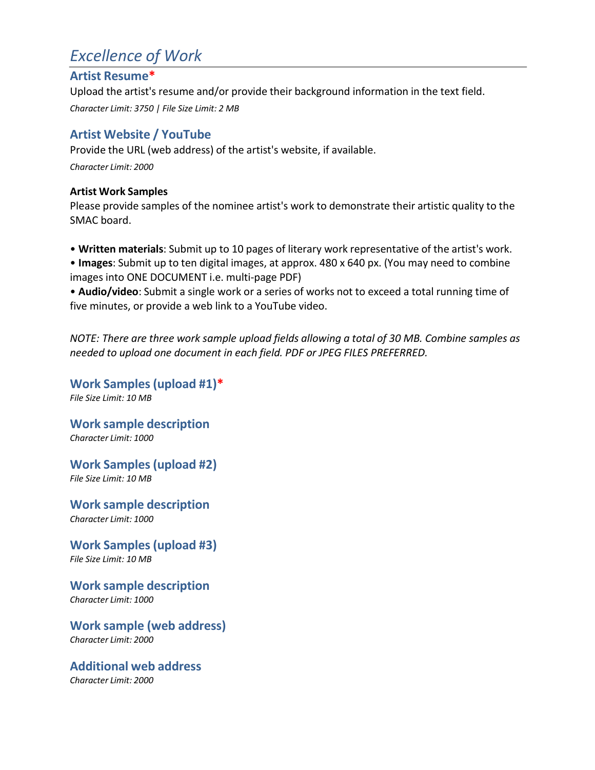# *Excellence of Work*

### Artist Resume*

Upload the artist's resume and/or provide their background information in the text field.

*Character Limit: 3750 | File Size Limit: 2 MB*

### Artist Website / YouTube

Provide the URL (web address) of the artist's website, if available.

*Character Limit: 2000*

**Artist Work Samples**

Please provide samples of the nominee artist's work to demonstrate their artistic quality to the SMAC board.

- **Written materials**: Submit up to 10 pages of literary work representative of the artist's work.
- **Images**: Submit up to ten digital images, at approx. 480 x 640 px. (You may need to combine images into ONE DOCUMENT i.e. multi-page PDF)
- **Audio/video**: Submit a single work or a series of works not to exceed a total running time of five minutes, or provide a web link to a YouTube video.

*NOTE: There are three work sample upload fields allowing a total of 30 MB. Combine samples as needed to upload one document in each field. PDF or JPEG FILES PREFERRED.*

### Work Samples (upload #1)*

*File Size Limit: 10 MB*

### Work sample description

*Character Limit: 1000*

### Work Samples (upload #2)

*File Size Limit: 10 MB*

### Work sample description

*Character Limit: 1000*

### Work Samples (upload #3)

*File Size Limit: 10 MB*

### Work sample description

*Character Limit: 1000*

### Work sample (web address)

*Character Limit: 2000*

### Additional web address

*Character Limit: 2000*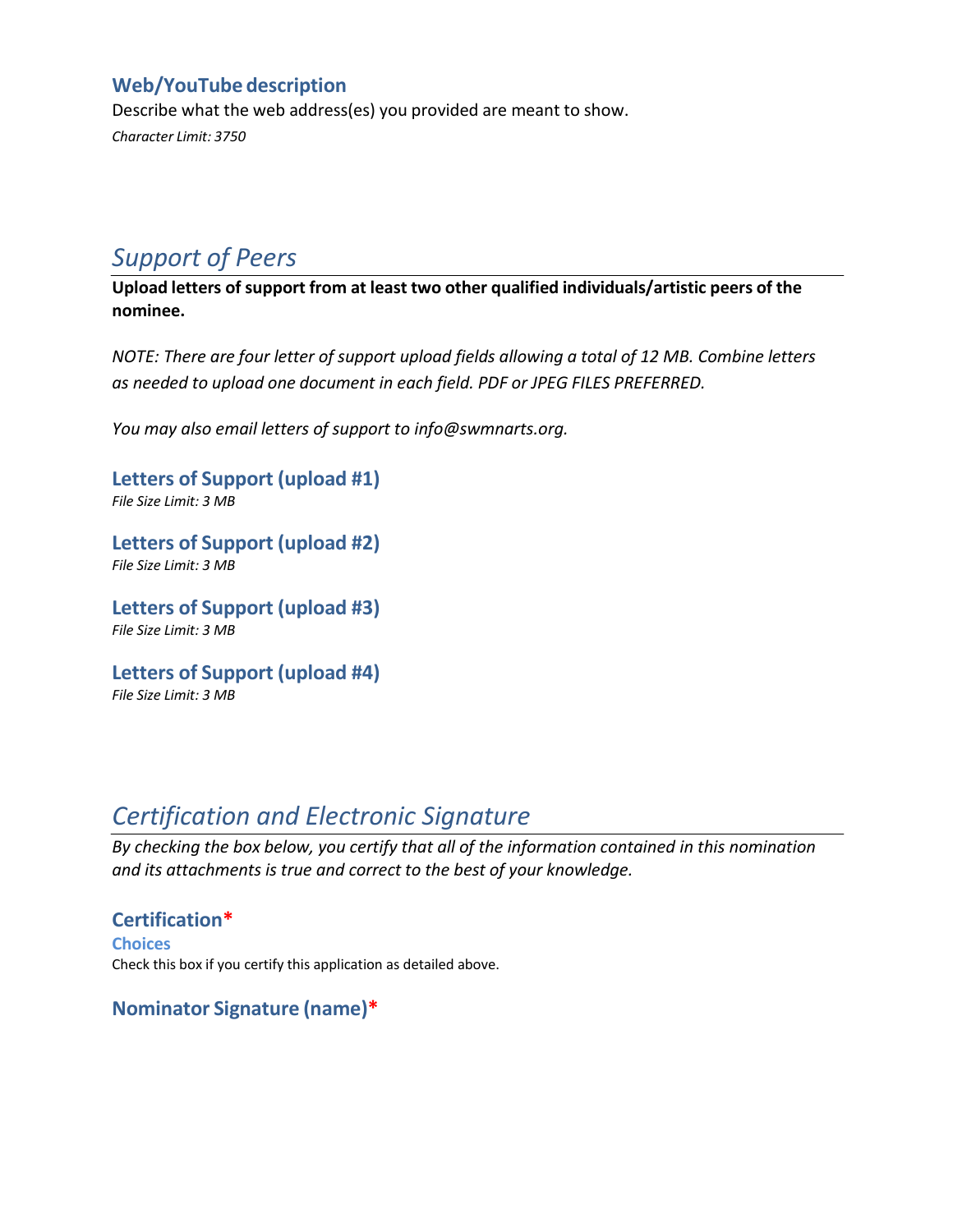### Web/YouTube description

Describe what the web address(es) you provided are meant to show.

*Character Limit: 3750*

## *Support of Peers*

**Upload letters of support from at least two other qualified individuals/artistic peers of the nominee.**

*NOTE: There are four letter of support upload fields allowing a total of 12 MB. Combine letters as needed to upload one document in each field. PDF or JPEG FILES PREFERRED.*

*You may also email letters of support to info@swmnarts.org.*

### Letters of Support (upload #1)

*File Size Limit: 3 MB*

### Letters of Support (upload #2)

*File Size Limit: 3 MB*

### Letters of Support (upload #3)

*File Size Limit: 3 MB*

### Letters of Support (upload #4)

*File Size Limit: 3 MB*

## *Certification and Electronic Signature*

*By checking the box below, you certify that all of the information contained in this nomination and its attachments is true and correct to the best of your knowledge.*

### Certification*

**Choices**

Check this box if you certify this application as detailed above.

### Nominator Signature (name)*